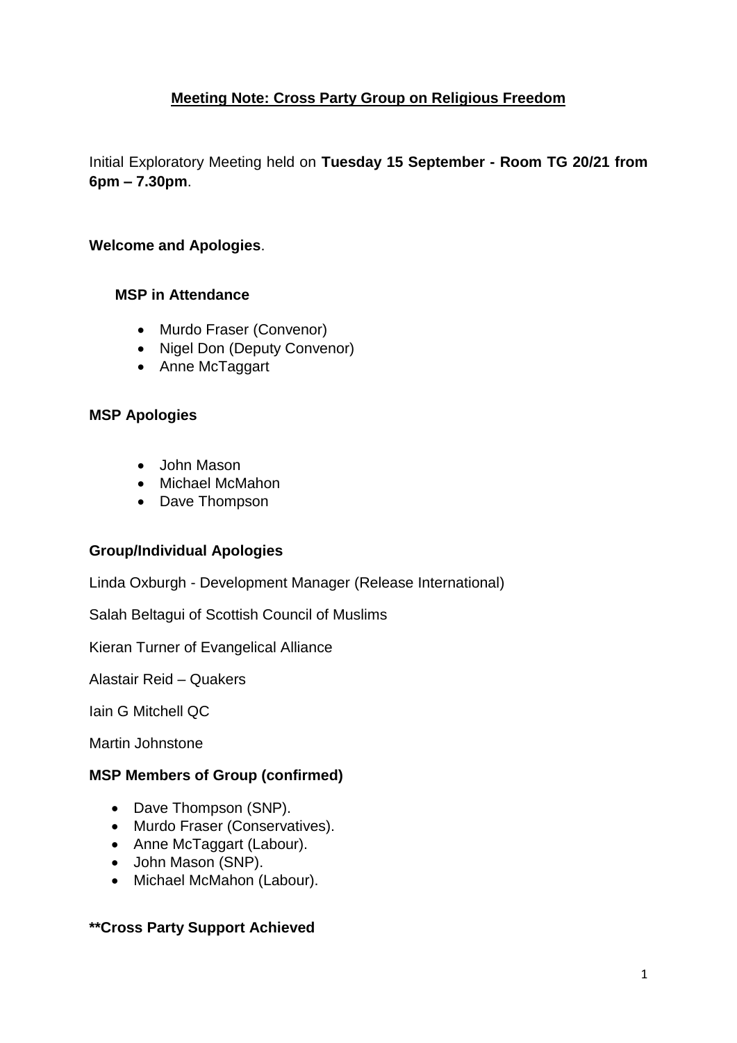**Meeting Note: Cross Party Group on Religious Freedom**

Initial Exploratory Meeting held on **Tuesday 15 September - Room TG 20/21 from 6pm – 7.30pm**.

**Welcome and Apologies**.

**MSP in Attendance**

- Murdo Fraser (Convenor)
- Nigel Don (Deputy Convenor)
- Anne McTaggart

**MSP Apologies**

- John Mason
- Michael McMahon
- Dave Thompson

**Group/Individual Apologies**

Linda Oxburgh - Development Manager (Release International)

Salah Beltagui of Scottish Council of Muslims

Kieran Turner of Evangelical Alliance

Alastair Reid – Quakers

Iain G Mitchell QC

Martin Johnstone

**MSP Members of Group (confirmed)**

- Dave Thompson (SNP).
- Murdo Fraser (Conservatives).
- Anne McTaggart (Labour).
- John Mason (SNP).
- Michael McMahon (Labour).

****Cross Party Support Achieved**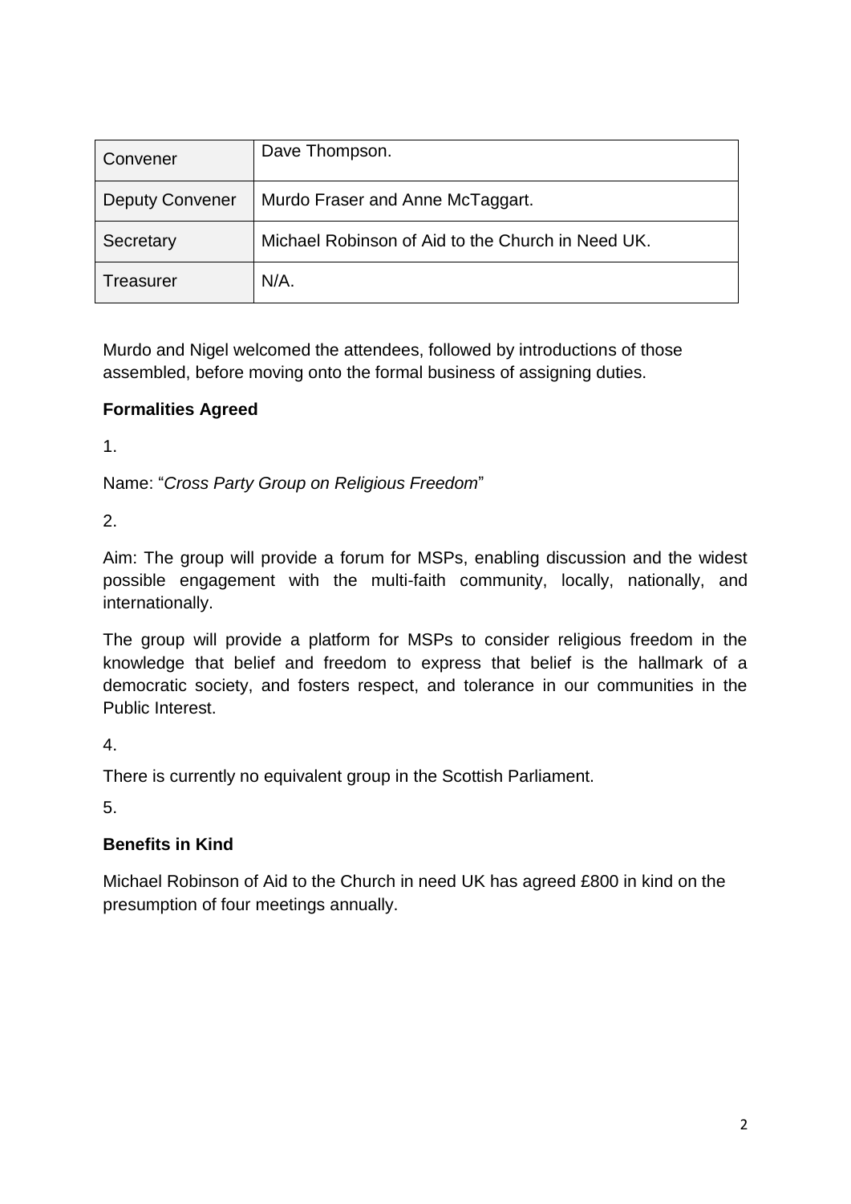| Convener | Dave Thompson. |
|---|---|
| Deputy Convener | Murdo Fraser and Anne McTaggart. |
| Secretary | Michael Robinson of Aid to the Church in Need UK. |
| Treasurer | N/A. |

Murdo and Nigel welcomed the attendees, followed by introductions of those assembled, before moving onto the formal business of assigning duties.

**Formalities Agreed**

1.

Name: "*Cross Party Group on Religious Freedom*"

2.

Aim: The group will provide a forum for MSPs, enabling discussion and the widest possible engagement with the multi-faith community, locally, nationally, and internationally.

The group will provide a platform for MSPs to consider religious freedom in the knowledge that belief and freedom to express that belief is the hallmark of a democratic society, and fosters respect, and tolerance in our communities in the Public Interest.

4.

There is currently no equivalent group in the Scottish Parliament.

5.

**Benefits in Kind**

Michael Robinson of Aid to the Church in need UK has agreed £800 in kind on the presumption of four meetings annually.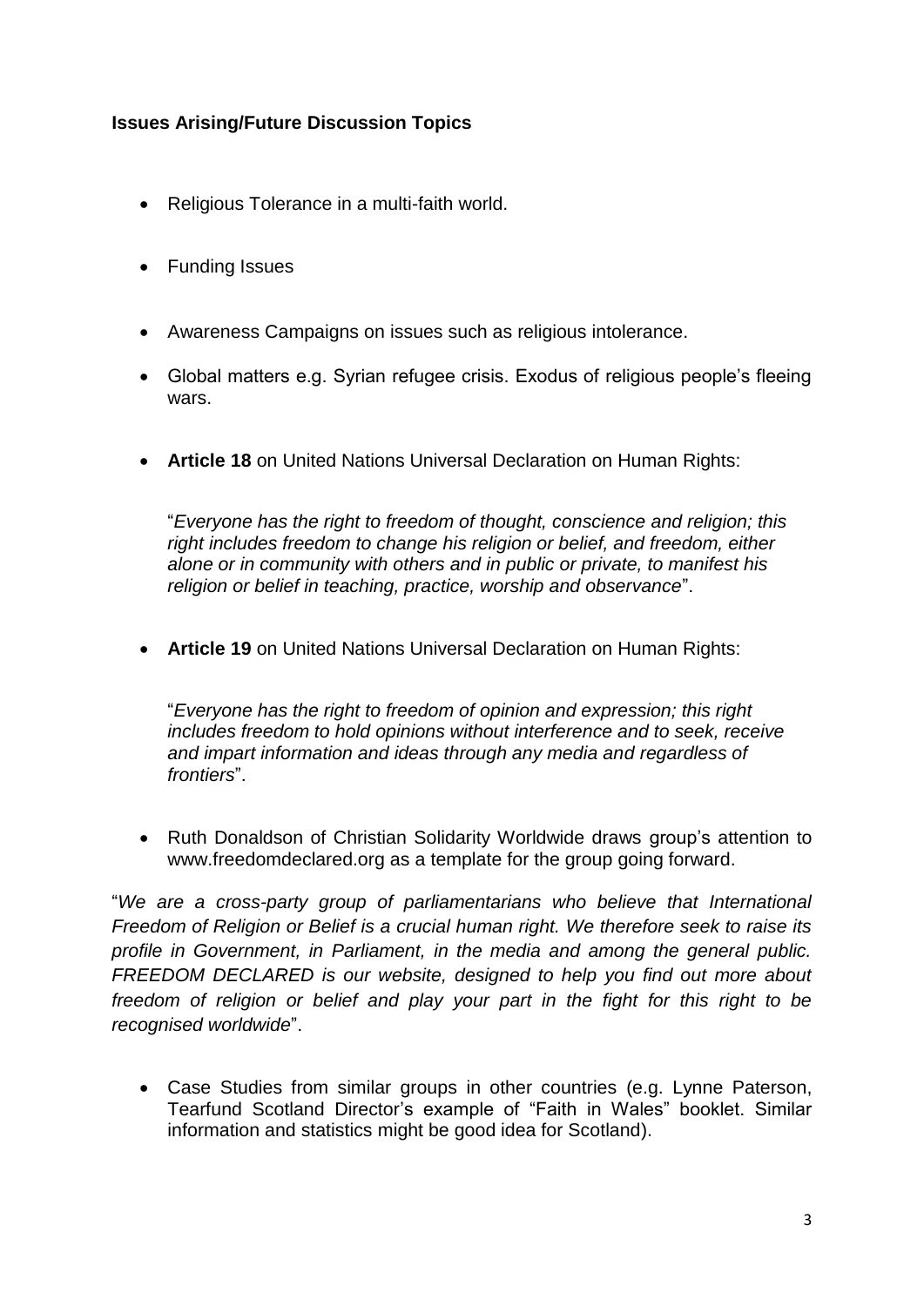**Issues Arising/Future Discussion Topics**

- Religious Tolerance in a multi-faith world.
- Funding Issues
- Awareness Campaigns on issues such as religious intolerance.
- Global matters e.g. Syrian refugee crisis. Exodus of religious people's fleeing wars.
- **Article 18** on United Nations Universal Declaration on Human Rights:

  "*Everyone has the right to freedom of thought, conscience and religion; this right includes freedom to change his religion or belief, and freedom, either alone or in community with others and in public or private, to manifest his religion or belief in teaching, practice, worship and observance*".

- **Article 19** on United Nations Universal Declaration on Human Rights:

  "*Everyone has the right to freedom of opinion and expression; this right includes freedom to hold opinions without interference and to seek, receive and impart information and ideas through any media and regardless of frontiers*".

- Ruth Donaldson of Christian Solidarity Worldwide draws group's attention to www.freedomdeclared.org as a template for the group going forward.

"*We are a cross-party group of parliamentarians who believe that International Freedom of Religion or Belief is a crucial human right. We therefore seek to raise its profile in Government, in Parliament, in the media and among the general public. FREEDOM DECLARED is our website, designed to help you find out more about freedom of religion or belief and play your part in the fight for this right to be recognised worldwide*".

- Case Studies from similar groups in other countries (e.g. Lynne Paterson, Tearfund Scotland Director's example of "Faith in Wales" booklet. Similar information and statistics might be good idea for Scotland).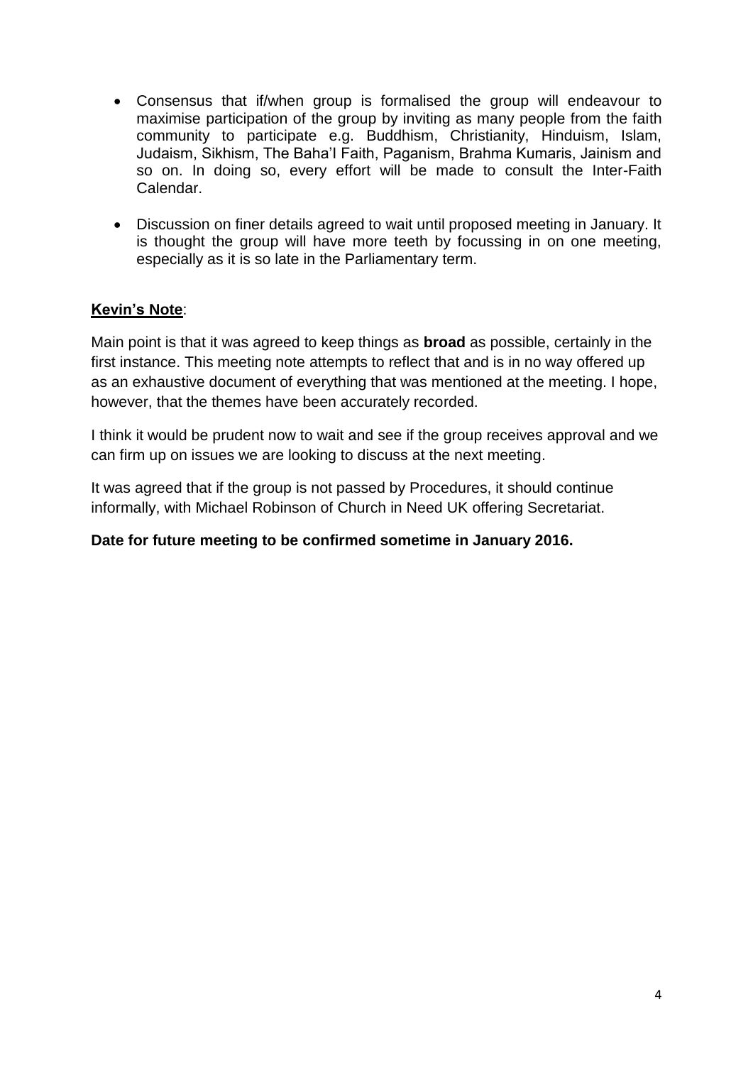- Consensus that if/when group is formalised the group will endeavour to maximise participation of the group by inviting as many people from the faith community to participate e.g. Buddhism, Christianity, Hinduism, Islam, Judaism, Sikhism, The Baha'I Faith, Paganism, Brahma Kumaris, Jainism and so on. In doing so, every effort will be made to consult the Inter-Faith Calendar.

- Discussion on finer details agreed to wait until proposed meeting in January. It is thought the group will have more teeth by focussing in on one meeting, especially as it is so late in the Parliamentary term.

**Kevin's Note**:

Main point is that it was agreed to keep things as **broad** as possible, certainly in the first instance. This meeting note attempts to reflect that and is in no way offered up as an exhaustive document of everything that was mentioned at the meeting. I hope, however, that the themes have been accurately recorded.

I think it would be prudent now to wait and see if the group receives approval and we can firm up on issues we are looking to discuss at the next meeting.

It was agreed that if the group is not passed by Procedures, it should continue informally, with Michael Robinson of Church in Need UK offering Secretariat.

**Date for future meeting to be confirmed sometime in January 2016.**